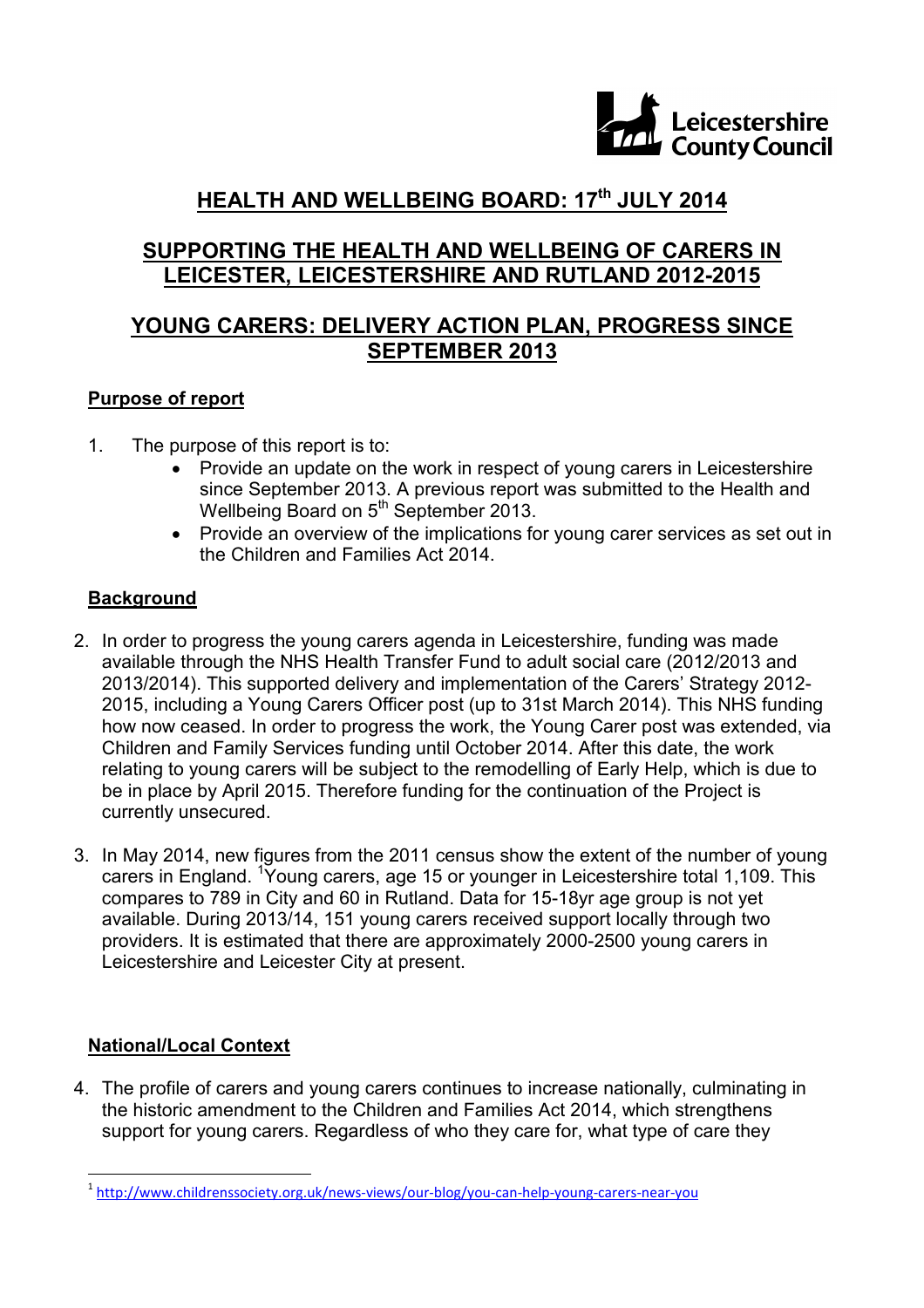Leicestershire County Council

# HEALTH AND WELLBEING BOARD: 17th JULY 2014

# SUPPORTING THE HEALTH AND WELLBEING OF CARERS IN LEICESTER, LEICESTERSHIRE AND RUTLAND 2012-2015

# YOUNG CARERS: DELIVERY ACTION PLAN, PROGRESS SINCE SEPTEMBER 2013

## Purpose of report

1. The purpose of this report is to:
   - Provide an update on the work in respect of young carers in Leicestershire since September 2013. A previous report was submitted to the Health and Wellbeing Board on 5th September 2013.
   - Provide an overview of the implications for young carer services as set out in the Children and Families Act 2014.

## Background

2. In order to progress the young carers agenda in Leicestershire, funding was made available through the NHS Health Transfer Fund to adult social care (2012/2013 and 2013/2014). This supported delivery and implementation of the Carers' Strategy 2012-2015, including a Young Carers Officer post (up to 31st March 2014). This NHS funding how now ceased. In order to progress the work, the Young Carer post was extended, via Children and Family Services funding until October 2014. After this date, the work relating to young carers will be subject to the remodelling of Early Help, which is due to be in place by April 2015. Therefore funding for the continuation of the Project is currently unsecured.

3. In May 2014, new figures from the 2011 census show the extent of the number of young carers in England. [1]Young carers, age 15 or younger in Leicestershire total 1,109. This compares to 789 in City and 60 in Rutland. Data for 15-18yr age group is not yet available. During 2013/14, 151 young carers received support locally through two providers. It is estimated that there are approximately 2000-2500 young carers in Leicestershire and Leicester City at present.

## National/Local Context

4. The profile of carers and young carers continues to increase nationally, culminating in the historic amendment to the Children and Families Act 2014, which strengthens support for young carers. Regardless of who they care for, what type of care they

[1] http://www.childrenssociety.org.uk/news-views/our-blog/you-can-help-young-carers-near-you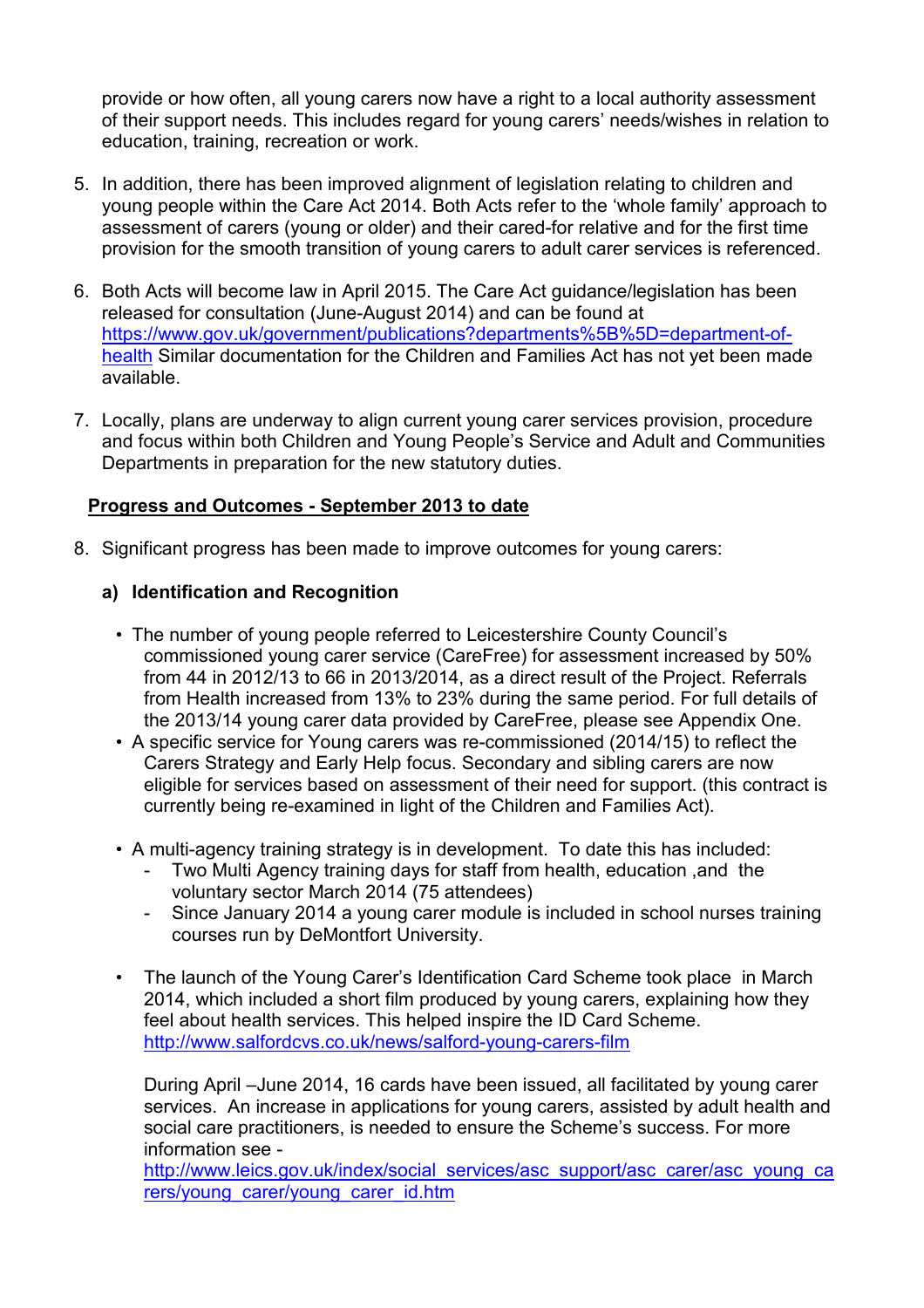provide or how often, all young carers now have a right to a local authority assessment of their support needs. This includes regard for young carers' needs/wishes in relation to education, training, recreation or work.

5. In addition, there has been improved alignment of legislation relating to children and young people within the Care Act 2014. Both Acts refer to the 'whole family' approach to assessment of carers (young or older) and their cared-for relative and for the first time provision for the smooth transition of young carers to adult carer services is referenced.

6. Both Acts will become law in April 2015. The Care Act guidance/legislation has been released for consultation (June-August 2014) and can be found at https://www.gov.uk/government/publications?departments%5B%5D=department-of-health Similar documentation for the Children and Families Act has not yet been made available.

7. Locally, plans are underway to align current young carer services provision, procedure and focus within both Children and Young People's Service and Adult and Communities Departments in preparation for the new statutory duties.

**Progress and Outcomes - September 2013 to date**

8. Significant progress has been made to improve outcomes for young carers:

   **a) Identification and Recognition**

   - The number of young people referred to Leicestershire County Council's commissioned young carer service (CareFree) for assessment increased by 50% from 44 in 2012/13 to 66 in 2013/2014, as a direct result of the Project. Referrals from Health increased from 13% to 23% during the same period. For full details of the 2013/14 young carer data provided by CareFree, please see Appendix One.
   - A specific service for Young carers was re-commissioned (2014/15) to reflect the Carers Strategy and Early Help focus. Secondary and sibling carers are now eligible for services based on assessment of their need for support. (this contract is currently being re-examined in light of the Children and Families Act).

   - A multi-agency training strategy is in development. To date this has included:
     - Two Multi Agency training days for staff from health, education ,and the voluntary sector March 2014 (75 attendees)
     - Since January 2014 a young carer module is included in school nurses training courses run by DeMontfort University.

   - The launch of the Young Carer's Identification Card Scheme took place in March 2014, which included a short film produced by young carers, explaining how they feel about health services. This helped inspire the ID Card Scheme. http://www.salfordcvs.co.uk/news/salford-young-carers-film

     During April –June 2014, 16 cards have been issued, all facilitated by young carer services. An increase in applications for young carers, assisted by adult health and social care practitioners, is needed to ensure the Scheme's success. For more information see - http://www.leics.gov.uk/index/social_services/asc_support/asc_carer/asc_young_carers/young_carer/young_carer_id.htm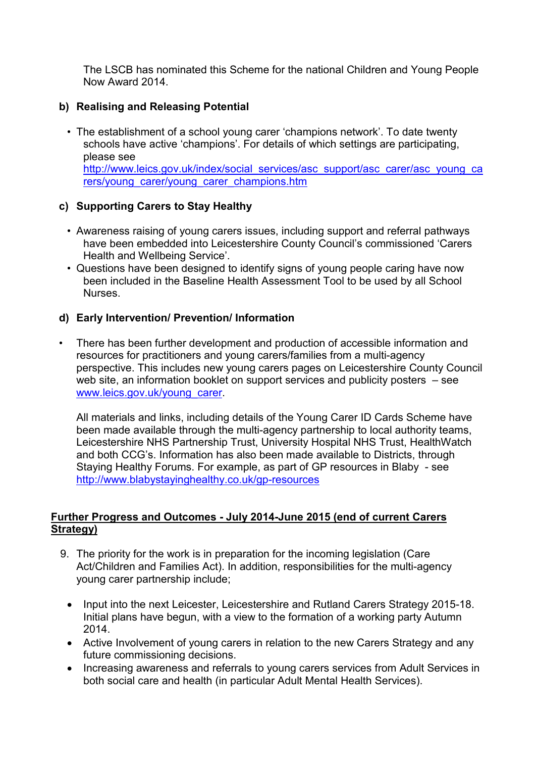The LSCB has nominated this Scheme for the national Children and Young People Now Award 2014.

**b) Realising and Releasing Potential**

- The establishment of a school young carer 'champions network'. To date twenty schools have active 'champions'. For details of which settings are participating, please see http://www.leics.gov.uk/index/social_services/asc_support/asc_carer/asc_young_carers/young_carer/young_carer_champions.htm

**c) Supporting Carers to Stay Healthy**

- Awareness raising of young carers issues, including support and referral pathways have been embedded into Leicestershire County Council's commissioned 'Carers Health and Wellbeing Service'.
- Questions have been designed to identify signs of young people caring have now been included in the Baseline Health Assessment Tool to be used by all School Nurses.

**d) Early Intervention/ Prevention/ Information**

- There has been further development and production of accessible information and resources for practitioners and young carers/families from a multi-agency perspective. This includes new young carers pages on Leicestershire County Council web site, an information booklet on support services and publicity posters – see www.leics.gov.uk/young_carer.

  All materials and links, including details of the Young Carer ID Cards Scheme have been made available through the multi-agency partnership to local authority teams, Leicestershire NHS Partnership Trust, University Hospital NHS Trust, HealthWatch and both CCG's. Information has also been made available to Districts, through Staying Healthy Forums. For example, as part of GP resources in Blaby - see http://www.blabystayinghealthy.co.uk/gp-resources

**Further Progress and Outcomes - July 2014-June 2015 (end of current Carers Strategy)**

9. The priority for the work is in preparation for the incoming legislation (Care Act/Children and Families Act). In addition, responsibilities for the multi-agency young carer partnership include;

- Input into the next Leicester, Leicestershire and Rutland Carers Strategy 2015-18. Initial plans have begun, with a view to the formation of a working party Autumn 2014.
- Active Involvement of young carers in relation to the new Carers Strategy and any future commissioning decisions.
- Increasing awareness and referrals to young carers services from Adult Services in both social care and health (in particular Adult Mental Health Services).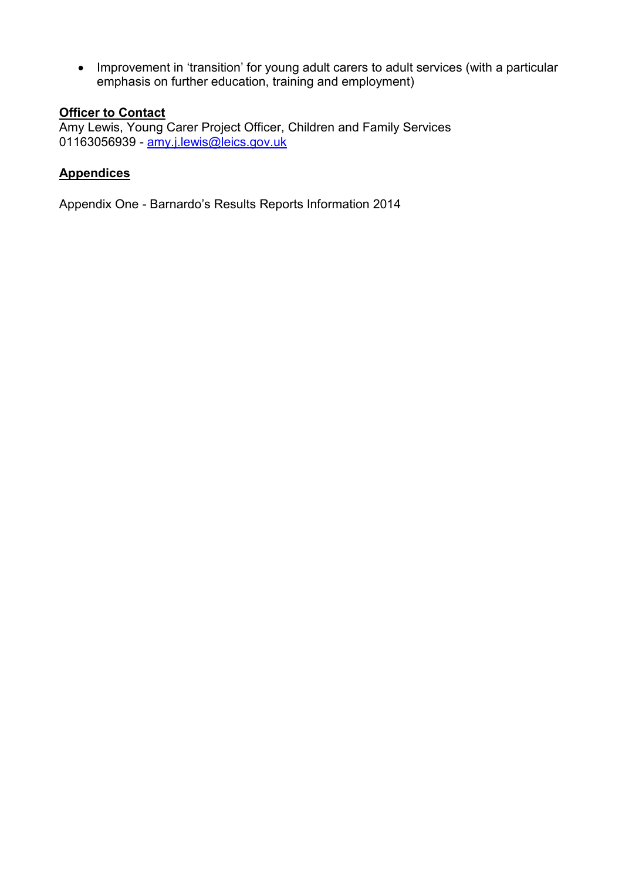- Improvement in 'transition' for young adult carers to adult services (with a particular emphasis on further education, training and employment)

**Officer to Contact**

Amy Lewis, Young Carer Project Officer, Children and Family Services
01163056939 - amy.j.lewis@leics.gov.uk

**Appendices**

Appendix One - Barnardo's Results Reports Information 2014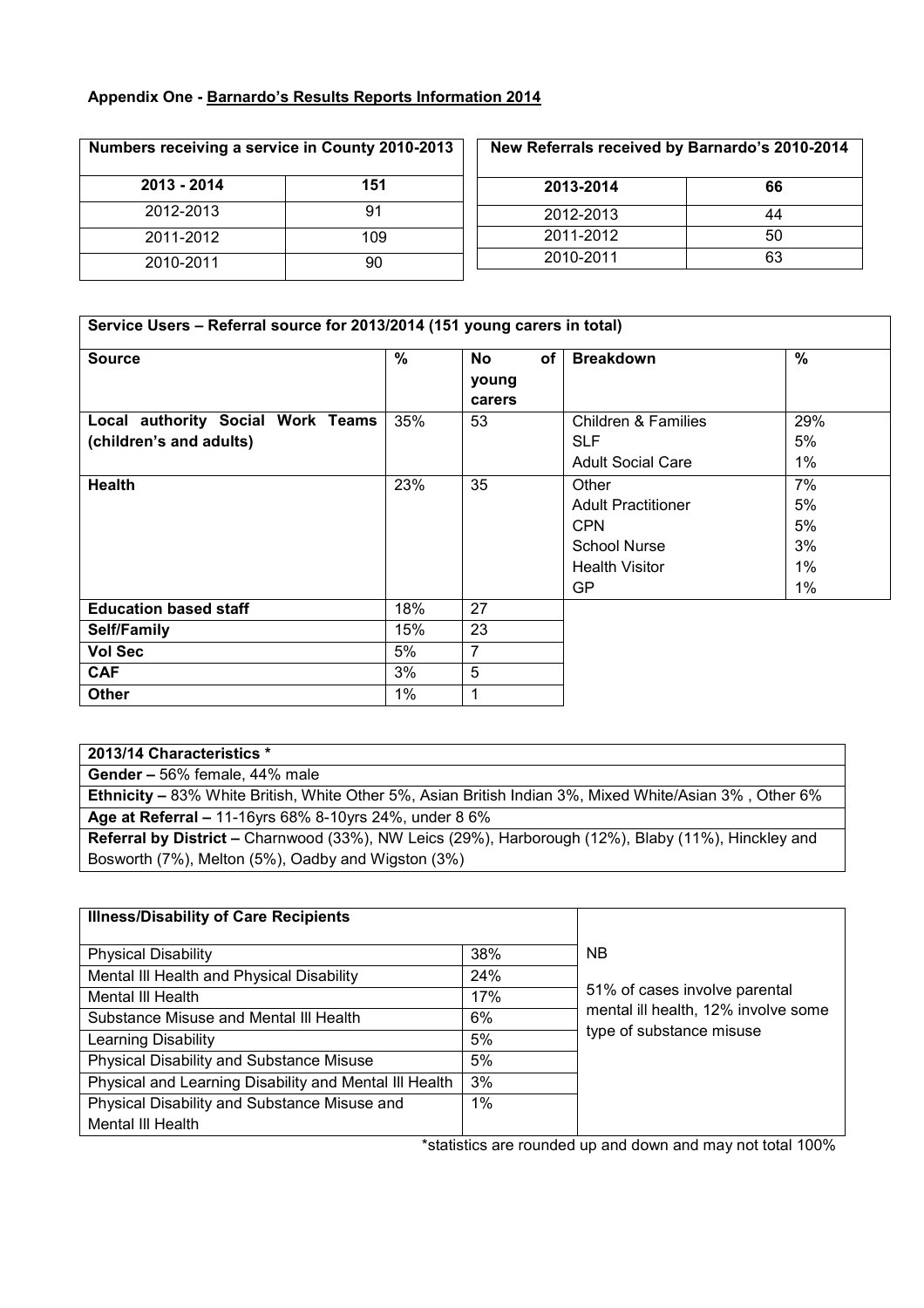## Appendix One - Barnardo's Results Reports Information 2014

| Numbers receiving a service in County 2010-2013 | |
|---|---|
| **2013 - 2014** | **151** |
| 2012-2013 | 91 |
| 2011-2012 | 109 |
| 2010-2011 | 90 |

| New Referrals received by Barnardo's 2010-2014 | |
|---|---|
| **2013-2014** | **66** |
| 2012-2013 | 44 |
| 2011-2012 | 50 |
| 2010-2011 | 63 |

**Service Users – Referral source for 2013/2014 (151 young carers in total)**

| Source | % | No of young carers | Breakdown | % |
|---|---|---|---|---|
| **Local authority Social Work Teams (children's and adults)** | 35% | 53 | Children & Families<br>SLF<br>Adult Social Care | 29%<br>5%<br>1% |
| **Health** | 23% | 35 | Other<br>Adult Practitioner<br>CPN<br>School Nurse<br>Health Visitor<br>GP | 7%<br>5%<br>5%<br>3%<br>1%<br>1% |
| **Education based staff** | 18% | 27 | | |
| **Self/Family** | 15% | 23 | | |
| **Vol Sec** | 5% | 7 | | |
| **CAF** | 3% | 5 | | |
| **Other** | 1% | 1 | | |

| 2013/14 Characteristics * |
|---|
| **Gender –** 56% female, 44% male |
| **Ethnicity –** 83% White British, White Other 5%, Asian British Indian 3%, Mixed White/Asian 3% , Other 6% |
| **Age at Referral –** 11-16yrs 68% 8-10yrs 24%, under 8 6% |
| **Referral by District –** Charnwood (33%), NW Leics (29%), Harborough (12%), Blaby (11%), Hinckley and Bosworth (7%), Melton (5%), Oadby and Wigston (3%) |

| Illness/Disability of Care Recipients | | |
|---|---|---|
| Physical Disability | 38% | NB<br><br>51% of cases involve parental mental ill health, 12% involve some type of substance misuse |
| Mental Ill Health and Physical Disability | 24% | |
| Mental Ill Health | 17% | |
| Substance Misuse and Mental Ill Health | 6% | |
| Learning Disability | 5% | |
| Physical Disability and Substance Misuse | 5% | |
| Physical and Learning Disability and Mental Ill Health | 3% | |
| Physical Disability and Substance Misuse and Mental Ill Health | 1% | |

*statistics are rounded up and down and may not total 100%